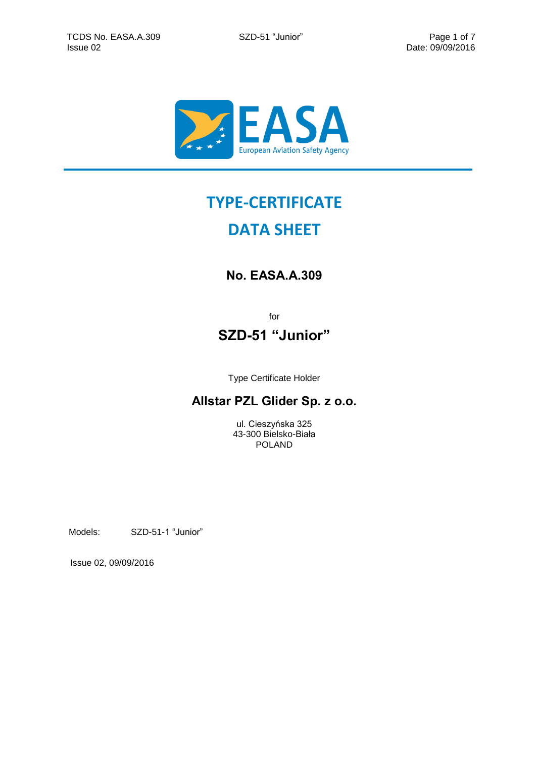# TYPE-CERTIFICATE

# DATA SHEET

## No. EASA.A.309

for

## SZD-51 "Junior"

Type Certificate Holder

## Allstar PZL Glider Sp. z o.o.

ul. Cieszyńska 325
43-300 Bielsko-Biała
POLAND

Models: SZD-51-1 "Junior"

Issue 02, 09/09/2016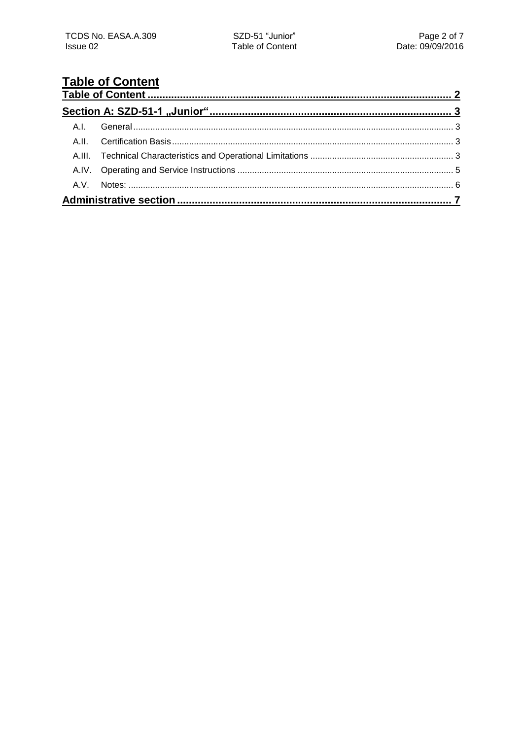# Table of Content

**Table of Content ..................................................................................................... 2**

**Section A: SZD-51-1 „Junior“ ................................................................................. 3**

- A.I. General ................................................................................................................................... 3
- A.II. Certification Basis .................................................................................................................. 3
- A.III. Technical Characteristics and Operational Limitations .......................................................... 3
- A.IV. Operating and Service Instructions ........................................................................................ 5
- A.V. Notes: .................................................................................................................................... 6

**Administrative section ............................................................................................ 7**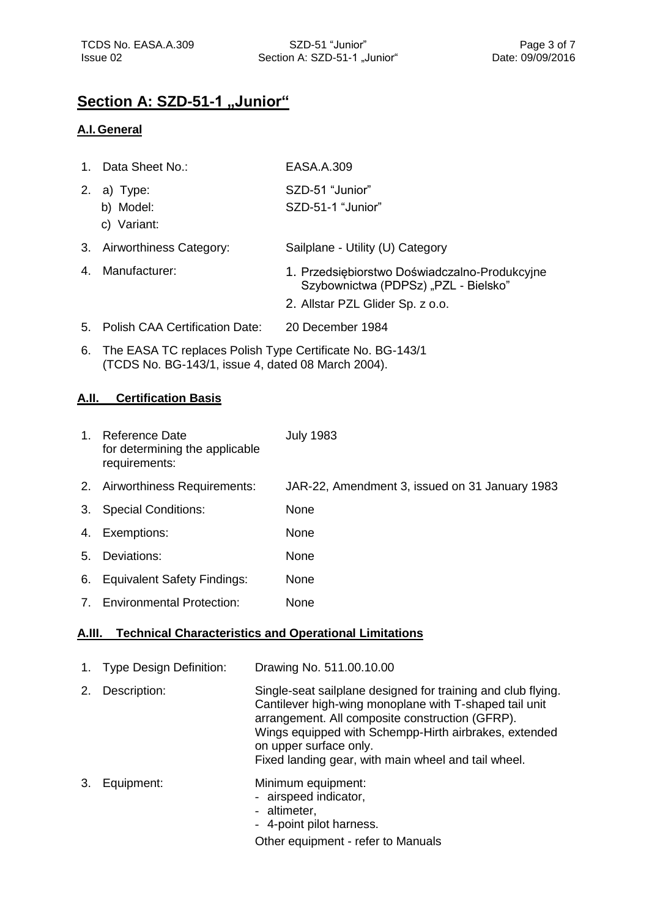# Section A: SZD-51-1 „Junior“

## A.I. General

1. Data Sheet No.: EASA.A.309
2. a) Type: SZD-51 "Junior"
   b) Model: SZD-51-1 "Junior"
   c) Variant:
3. Airworthiness Category: Sailplane - Utility (U) Category
4. Manufacturer:
   1. Przedsiębiorstwo Doświadczalno-Produkcyjne Szybownictwa (PDPSz) „PZL - Bielsko"
   2. Allstar PZL Glider Sp. z o.o.
5. Polish CAA Certification Date: 20 December 1984
6. The EASA TC replaces Polish Type Certificate No. BG-143/1 (TCDS No. BG-143/1, issue 4, dated 08 March 2004).

## A.II. Certification Basis

1. Reference Date for determining the applicable requirements: July 1983
2. Airworthiness Requirements: JAR-22, Amendment 3, issued on 31 January 1983
3. Special Conditions: None
4. Exemptions: None
5. Deviations: None
6. Equivalent Safety Findings: None
7. Environmental Protection: None

## A.III. Technical Characteristics and Operational Limitations

1. Type Design Definition: Drawing No. 511.00.10.00
2. Description: Single-seat sailplane designed for training and club flying. Cantilever high-wing monoplane with T-shaped tail unit arrangement. All composite construction (GFRP). Wings equipped with Schempp-Hirth airbrakes, extended on upper surface only. Fixed landing gear, with main wheel and tail wheel.
3. Equipment: Minimum equipment:
   - airspeed indicator,
   - altimeter,
   - 4-point pilot harness.

   Other equipment - refer to Manuals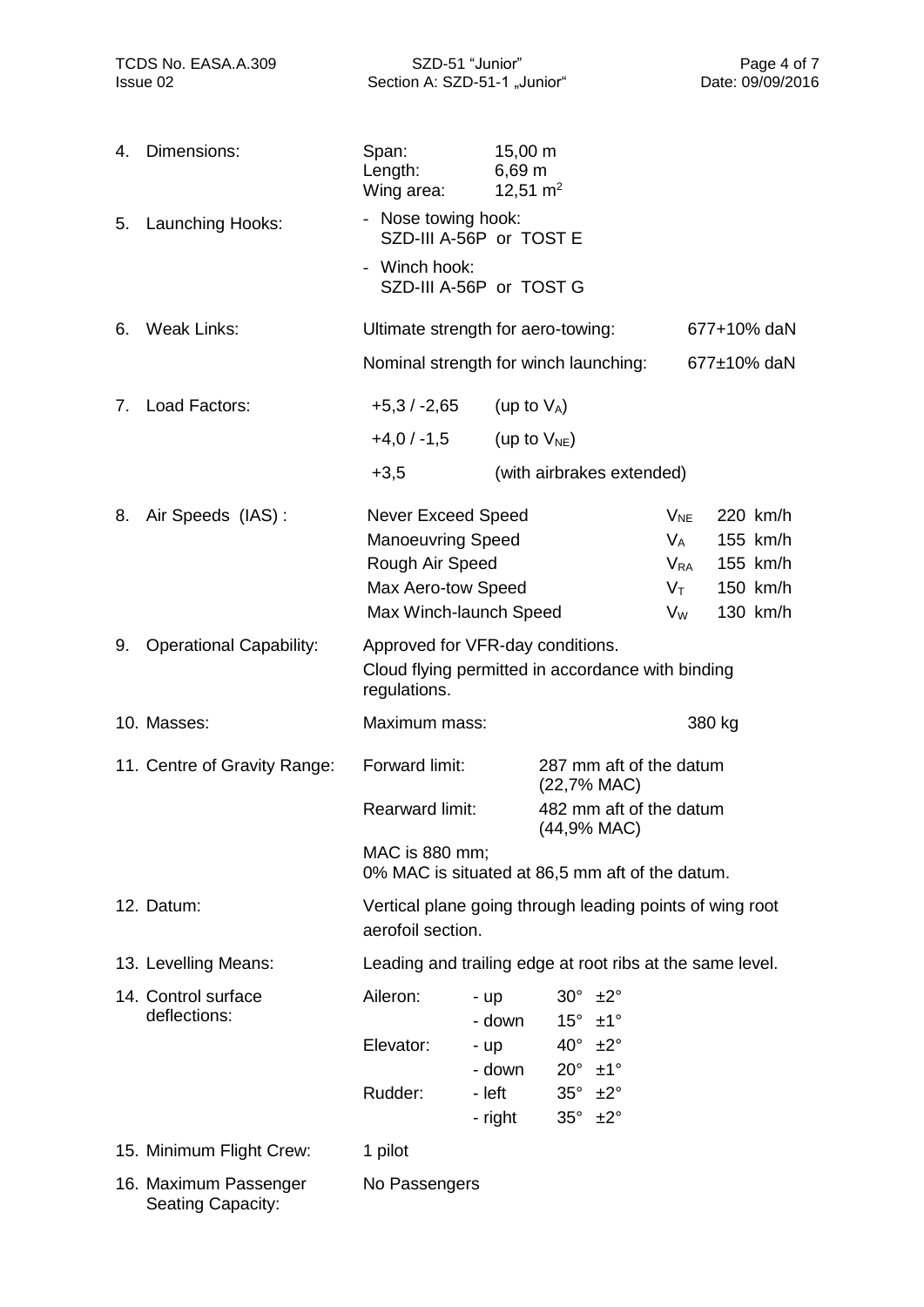4. Dimensions:

| | |
|---|---|
| Span: | 15,00 m |
| Length: | 6,69 m |
| Wing area: | 12,51 m$^2$ |

5. Launching Hooks:

- Nose towing hook: SZD-III A-56P or TOST E
- Winch hook: SZD-III A-56P or TOST G

6. Weak Links:

| | |
|---|---|
| Ultimate strength for aero-towing: | 677+10% daN |
| Nominal strength for winch launching: | 677±10% daN |

7. Load Factors:

| | |
|---|---|
| +5,3 / -2,65 | (up to $V_A$) |
| +4,0 / -1,5 | (up to $V_{NE}$) |
| +3,5 | (with airbrakes extended) |

8. Air Speeds (IAS) :

| | | |
|---|---|---|
| Never Exceed Speed | $V_{NE}$ | 220 km/h |
| Manoeuvring Speed | $V_A$ | 155 km/h |
| Rough Air Speed | $V_{RA}$ | 155 km/h |
| Max Aero-tow Speed | $V_T$ | 150 km/h |
| Max Winch-launch Speed | $V_W$ | 130 km/h |

9. Operational Capability: Approved for VFR-day conditions.
Cloud flying permitted in accordance with binding regulations.

10. Masses: Maximum mass: 380 kg

11. Centre of Gravity Range:

| | |
|---|---|
| Forward limit: | 287 mm aft of the datum (22,7% MAC) |
| Rearward limit: | 482 mm aft of the datum (44,9% MAC) |

MAC is 880 mm;
0% MAC is situated at 86,5 mm aft of the datum.

12. Datum: Vertical plane going through leading points of wing root aerofoil section.

13. Levelling Means: Leading and trailing edge at root ribs at the same level.

14. Control surface deflections:

| | | |
|---|---|---|
| Aileron: | - up | 30° ±2° |
| | - down | 15° ±1° |
| Elevator: | - up | 40° ±2° |
| | - down | 20° ±1° |
| Rudder: | - left | 35° ±2° |
| | - right | 35° ±2° |

15. Minimum Flight Crew: 1 pilot

16. Maximum Passenger Seating Capacity: No Passengers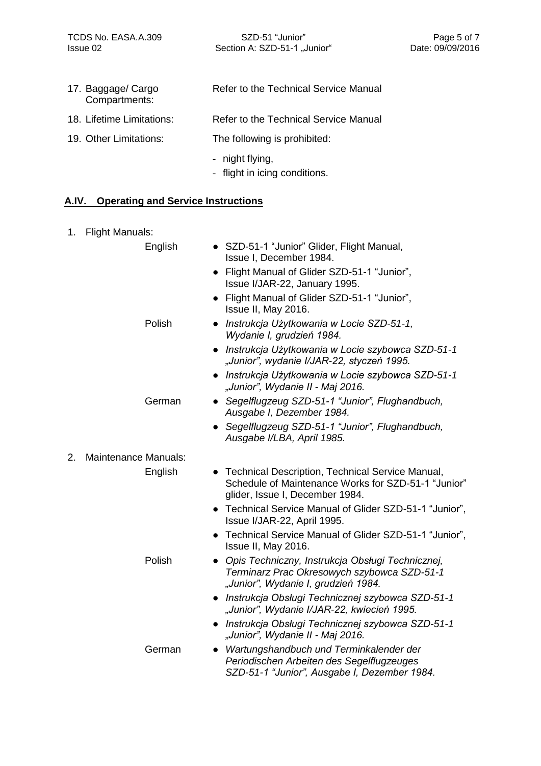17. Baggage/ Cargo Compartments: Refer to the Technical Service Manual

18. Lifetime Limitations: Refer to the Technical Service Manual

19. Other Limitations: The following is prohibited:
    - night flying,
    - flight in icing conditions.

## A.IV. Operating and Service Instructions

1. Flight Manuals:

   English
   - SZD-51-1 "Junior" Glider, Flight Manual, Issue I, December 1984.
   - Flight Manual of Glider SZD-51-1 "Junior", Issue I/JAR-22, January 1995.
   - Flight Manual of Glider SZD-51-1 "Junior", Issue II, May 2016.

   Polish
   - *Instrukcja Użytkowania w Locie SZD-51-1, Wydanie I, grudzień 1984.*
   - *Instrukcja Użytkowania w Locie szybowca SZD-51-1 „Junior", wydanie I/JAR-22, styczeń 1995.*
   - *Instrukcja Użytkowania w Locie szybowca SZD-51-1 „Junior", Wydanie II - Maj 2016.*

   German
   - *Segelflugzeug SZD-51-1 "Junior", Flughandbuch, Ausgabe I, Dezember 1984.*
   - *Segelflugzeug SZD-51-1 "Junior", Flughandbuch, Ausgabe I/LBA, April 1985.*

2. Maintenance Manuals:

   English
   - Technical Description, Technical Service Manual, Schedule of Maintenance Works for SZD-51-1 "Junior" glider, Issue I, December 1984.
   - Technical Service Manual of Glider SZD-51-1 "Junior", Issue I/JAR-22, April 1995.
   - Technical Service Manual of Glider SZD-51-1 "Junior", Issue II, May 2016.

   Polish
   - *Opis Techniczny, Instrukcja Obsługi Technicznej, Terminarz Prac Okresowych szybowca SZD-51-1 „Junior", Wydanie I, grudzień 1984.*
   - *Instrukcja Obsługi Technicznej szybowca SZD-51-1 „Junior", Wydanie I/JAR-22, kwiecień 1995.*
   - *Instrukcja Obsługi Technicznej szybowca SZD-51-1 „Junior", Wydanie II - Maj 2016.*

   German
   - *Wartungshandbuch und Terminkalender der Periodischen Arbeiten des Segelflugzeuges SZD-51-1 "Junior", Ausgabe I, Dezember 1984.*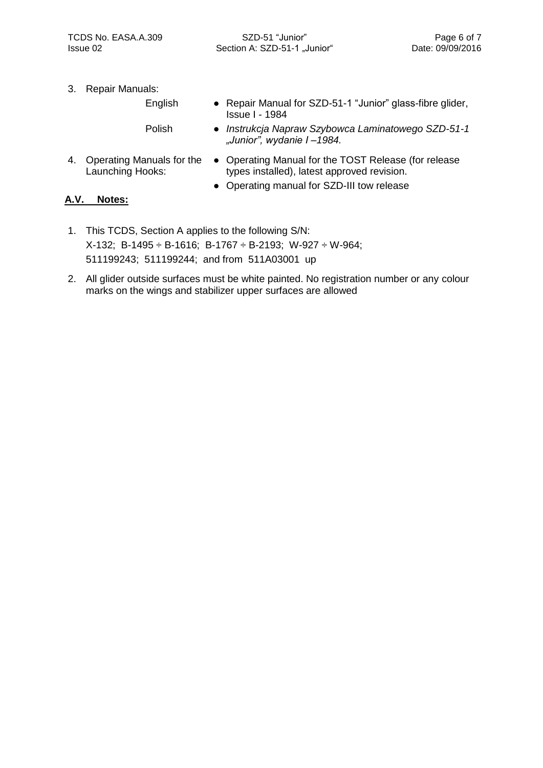3. Repair Manuals:

   English
   - Repair Manual for SZD-51-1 "Junior" glass-fibre glider, Issue I - 1984

   Polish
   - *Instrukcja Napraw Szybowca Laminatowego SZD-51-1 „Junior", wydanie I –1984.*

4. Operating Manuals for the Launching Hooks:
   - Operating Manual for the TOST Release (for release types installed), latest approved revision.
   - Operating manual for SZD-III tow release

## A.V. Notes:

1. This TCDS, Section A applies to the following S/N:
   X-132; B-1495 ÷ B-1616; B-1767 ÷ B-2193; W-927 ÷ W-964;
   511199243; 511199244; and from 511A03001 up
2. All glider outside surfaces must be white painted. No registration number or any colour marks on the wings and stabilizer upper surfaces are allowed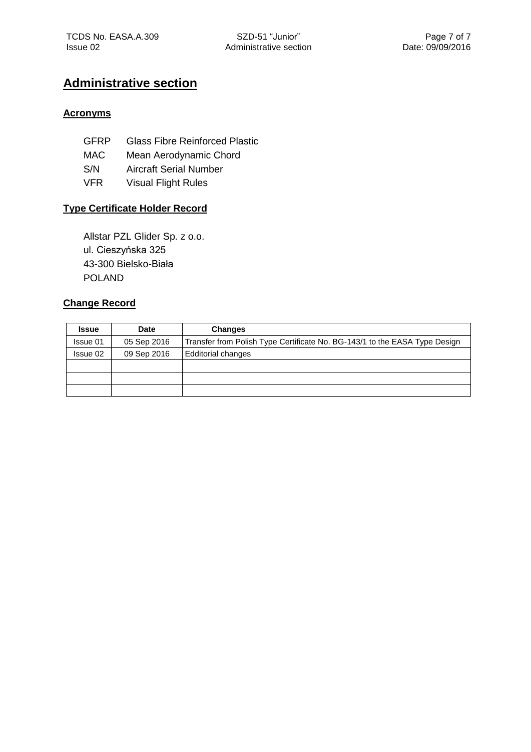# Administrative section

## Acronyms

| | |
|---|---|
| GFRP | Glass Fibre Reinforced Plastic |
| MAC | Mean Aerodynamic Chord |
| S/N | Aircraft Serial Number |
| VFR | Visual Flight Rules |

## Type Certificate Holder Record

Allstar PZL Glider Sp. z o.o.
ul. Cieszyńska 325
43-300 Bielsko-Biała
POLAND

## Change Record

| Issue | Date | Changes |
|---|---|---|
| Issue 01 | 05 Sep 2016 | Transfer from Polish Type Certificate No. BG-143/1 to the EASA Type Design |
| Issue 02 | 09 Sep 2016 | Edditorial changes |
| | | |
| | | |
| | | |